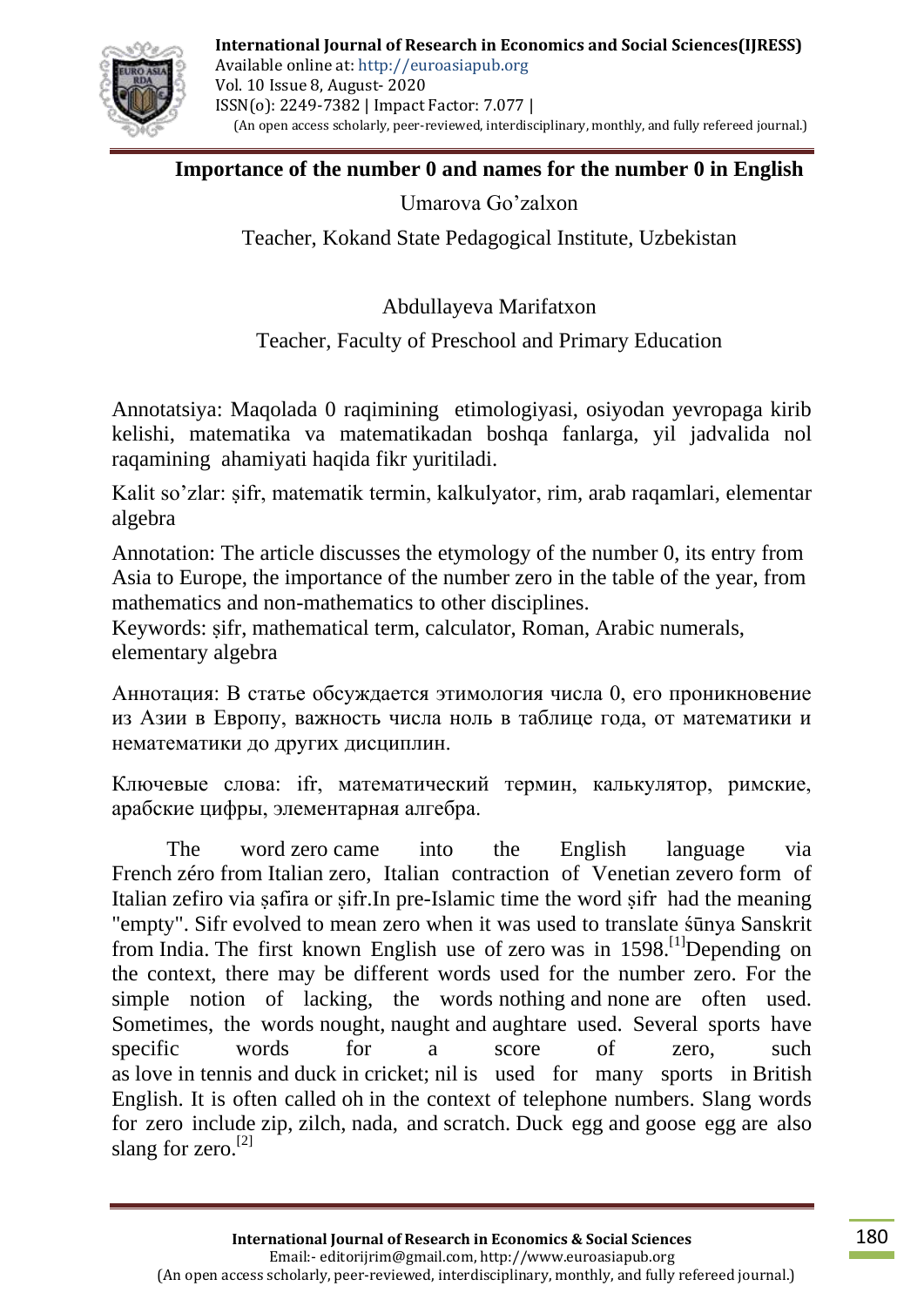# Importance of the number 0 and names for the number 0 in English

Umarova Go'zalxon

Teacher, Kokand State Pedagogical Institute, Uzbekistan

Abdullayeva Marifatxon

Teacher, Faculty of Preschool and Primary Education

Annotatsiya: Maqolada 0 raqimining etimologiyasi, osiyodan yevropaga kirib kelishi, matematika va matematikadan boshqa fanlarga, yil jadvalida nol raqamining ahamiyati haqida fikr yuritiladi.

Kalit so'zlar: ṣifr, matematik termin, kalkulyator, rim, arab raqamlari, elementar algebra

Annotation: The article discusses the etymology of the number 0, its entry from Asia to Europe, the importance of the number zero in the table of the year, from mathematics and non-mathematics to other disciplines.

Keywords: ṣifr, mathematical term, calculator, Roman, Arabic numerals, elementary algebra

Аннотация: В статье обсуждается этимология числа 0, его проникновение из Азии в Европу, важность числа ноль в таблице года, от математики и нематематики до других дисциплин.

Ключевые слова: ifr, математический термин, калькулятор, римские, арабские цифры, элементарная алгебра.

The word zero came into the English language via French zéro from Italian zero, Italian contraction of Venetian zevero form of Italian zefiro via ṣafira or ṣifr.In pre-Islamic time the word ṣifr had the meaning "empty". Sifr evolved to mean zero when it was used to translate śūnya Sanskrit from India. The first known English use of zero was in 1598.[1]Depending on the context, there may be different words used for the number zero. For the simple notion of lacking, the words nothing and none are often used. Sometimes, the words nought, naught and aughtare used. Several sports have specific words for a score of zero, such as love in tennis and duck in cricket; nil is used for many sports in British English. It is often called oh in the context of telephone numbers. Slang words for zero include zip, zilch, nada, and scratch. Duck egg and goose egg are also slang for zero.[2]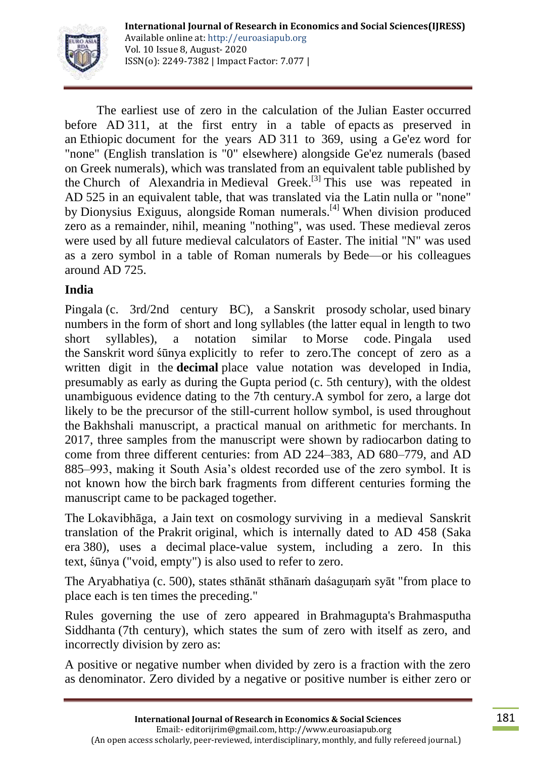The earliest use of zero in the calculation of the Julian Easter occurred before AD 311, at the first entry in a table of epacts as preserved in an Ethiopic document for the years AD 311 to 369, using a Ge'ez word for "none" (English translation is "0" elsewhere) alongside Ge'ez numerals (based on Greek numerals), which was translated from an equivalent table published by the Church of Alexandria in Medieval Greek.[3] This use was repeated in AD 525 in an equivalent table, that was translated via the Latin nulla or "none" by Dionysius Exiguus, alongside Roman numerals.[4] When division produced zero as a remainder, nihil, meaning "nothing", was used. These medieval zeros were used by all future medieval calculators of Easter. The initial "N" was used as a zero symbol in a table of Roman numerals by Bede—or his colleagues around AD 725.

## India

Pingala (c. 3rd/2nd century BC), a Sanskrit prosody scholar, used binary numbers in the form of short and long syllables (the latter equal in length to two short syllables), a notation similar to Morse code. Pingala used the Sanskrit word śūnya explicitly to refer to zero.The concept of zero as a written digit in the **decimal** place value notation was developed in India, presumably as early as during the Gupta period (c. 5th century), with the oldest unambiguous evidence dating to the 7th century.A symbol for zero, a large dot likely to be the precursor of the still-current hollow symbol, is used throughout the Bakhshali manuscript, a practical manual on arithmetic for merchants. In 2017, three samples from the manuscript were shown by radiocarbon dating to come from three different centuries: from AD 224–383, AD 680–779, and AD 885–993, making it South Asia's oldest recorded use of the zero symbol. It is not known how the birch bark fragments from different centuries forming the manuscript came to be packaged together.

The Lokavibhāga, a Jain text on cosmology surviving in a medieval Sanskrit translation of the Prakrit original, which is internally dated to AD 458 (Saka era 380), uses a decimal place-value system, including a zero. In this text, śūnya ("void, empty") is also used to refer to zero.

The Aryabhatiya (c. 500), states sthānāt sthānaṁ daśaguṇaṁ syāt "from place to place each is ten times the preceding."

Rules governing the use of zero appeared in Brahmagupta's Brahmasputha Siddhanta (7th century), which states the sum of zero with itself as zero, and incorrectly division by zero as:

A positive or negative number when divided by zero is a fraction with the zero as denominator. Zero divided by a negative or positive number is either zero or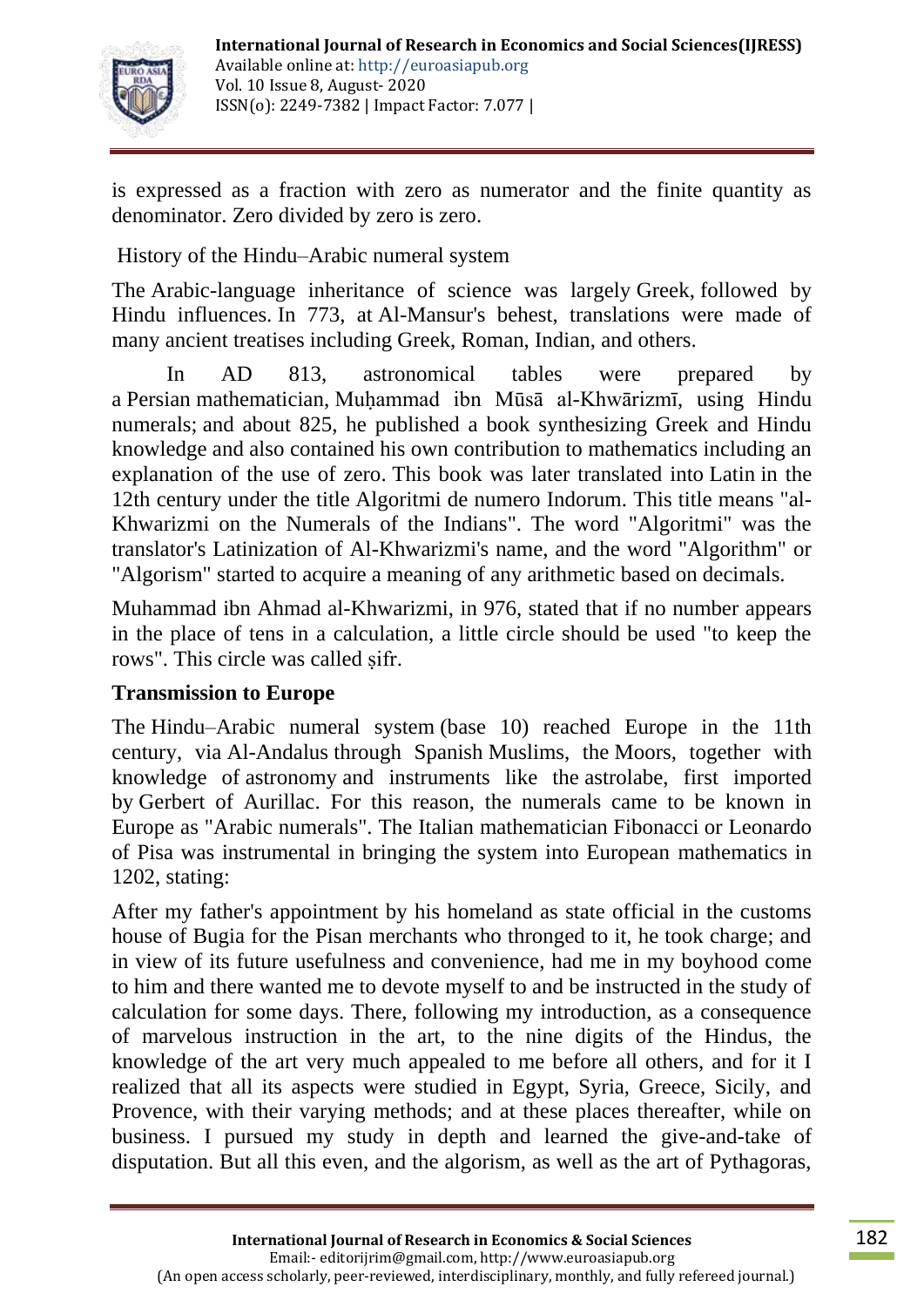is expressed as a fraction with zero as numerator and the finite quantity as denominator. Zero divided by zero is zero.

History of the Hindu–Arabic numeral system

The Arabic-language inheritance of science was largely Greek, followed by Hindu influences. In 773, at Al-Mansur's behest, translations were made of many ancient treatises including Greek, Roman, Indian, and others.

In AD 813, astronomical tables were prepared by a Persian mathematician, Muḥammad ibn Mūsā al-Khwārizmī, using Hindu numerals; and about 825, he published a book synthesizing Greek and Hindu knowledge and also contained his own contribution to mathematics including an explanation of the use of zero. This book was later translated into Latin in the 12th century under the title Algoritmi de numero Indorum. This title means "al-Khwarizmi on the Numerals of the Indians". The word "Algoritmi" was the translator's Latinization of Al-Khwarizmi's name, and the word "Algorithm" or "Algorism" started to acquire a meaning of any arithmetic based on decimals.

Muhammad ibn Ahmad al-Khwarizmi, in 976, stated that if no number appears in the place of tens in a calculation, a little circle should be used "to keep the rows". This circle was called ṣifr.

**Transmission to Europe**

The Hindu–Arabic numeral system (base 10) reached Europe in the 11th century, via Al-Andalus through Spanish Muslims, the Moors, together with knowledge of astronomy and instruments like the astrolabe, first imported by Gerbert of Aurillac. For this reason, the numerals came to be known in Europe as "Arabic numerals". The Italian mathematician Fibonacci or Leonardo of Pisa was instrumental in bringing the system into European mathematics in 1202, stating:

After my father's appointment by his homeland as state official in the customs house of Bugia for the Pisan merchants who thronged to it, he took charge; and in view of its future usefulness and convenience, had me in my boyhood come to him and there wanted me to devote myself to and be instructed in the study of calculation for some days. There, following my introduction, as a consequence of marvelous instruction in the art, to the nine digits of the Hindus, the knowledge of the art very much appealed to me before all others, and for it I realized that all its aspects were studied in Egypt, Syria, Greece, Sicily, and Provence, with their varying methods; and at these places thereafter, while on business. I pursued my study in depth and learned the give-and-take of disputation. But all this even, and the algorism, as well as the art of Pythagoras,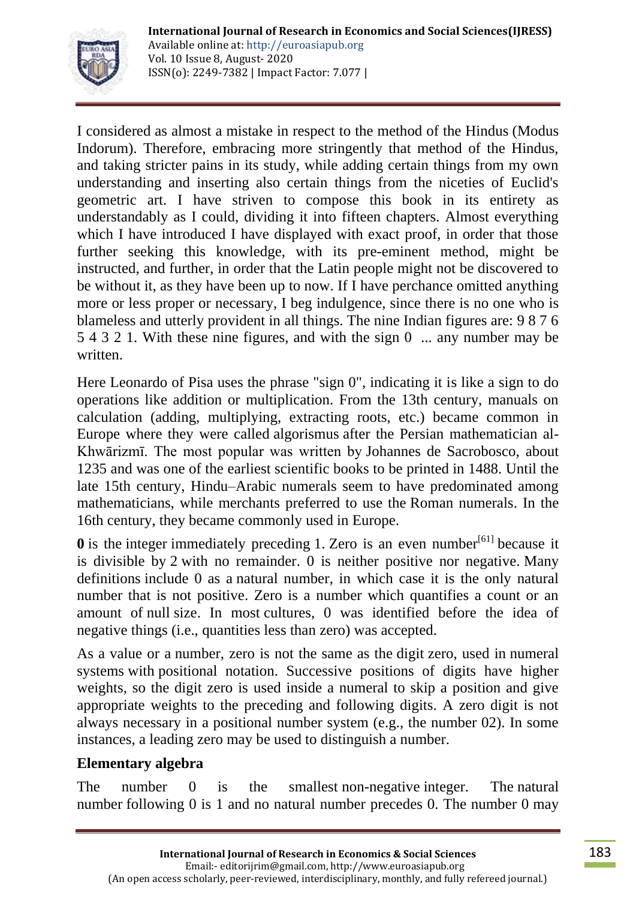I considered as almost a mistake in respect to the method of the Hindus (Modus Indorum). Therefore, embracing more stringently that method of the Hindus, and taking stricter pains in its study, while adding certain things from my own understanding and inserting also certain things from the niceties of Euclid's geometric art. I have striven to compose this book in its entirety as understandably as I could, dividing it into fifteen chapters. Almost everything which I have introduced I have displayed with exact proof, in order that those further seeking this knowledge, with its pre-eminent method, might be instructed, and further, in order that the Latin people might not be discovered to be without it, as they have been up to now. If I have perchance omitted anything more or less proper or necessary, I beg indulgence, since there is no one who is blameless and utterly provident in all things. The nine Indian figures are: 9 8 7 6 5 4 3 2 1. With these nine figures, and with the sign 0 ... any number may be written.

Here Leonardo of Pisa uses the phrase "sign 0", indicating it is like a sign to do operations like addition or multiplication. From the 13th century, manuals on calculation (adding, multiplying, extracting roots, etc.) became common in Europe where they were called algorismus after the Persian mathematician al-Khwārizmī. The most popular was written by Johannes de Sacrobosco, about 1235 and was one of the earliest scientific books to be printed in 1488. Until the late 15th century, Hindu–Arabic numerals seem to have predominated among mathematicians, while merchants preferred to use the Roman numerals. In the 16th century, they became commonly used in Europe.

**0** is the integer immediately preceding 1. Zero is an even number[61] because it is divisible by 2 with no remainder. 0 is neither positive nor negative. Many definitions include 0 as a natural number, in which case it is the only natural number that is not positive. Zero is a number which quantifies a count or an amount of null size. In most cultures, 0 was identified before the idea of negative things (i.e., quantities less than zero) was accepted.

As a value or a number, zero is not the same as the digit zero, used in numeral systems with positional notation. Successive positions of digits have higher weights, so the digit zero is used inside a numeral to skip a position and give appropriate weights to the preceding and following digits. A zero digit is not always necessary in a positional number system (e.g., the number 02). In some instances, a leading zero may be used to distinguish a number.

## Elementary algebra

The number 0 is the smallest non-negative integer. The natural number following 0 is 1 and no natural number precedes 0. The number 0 may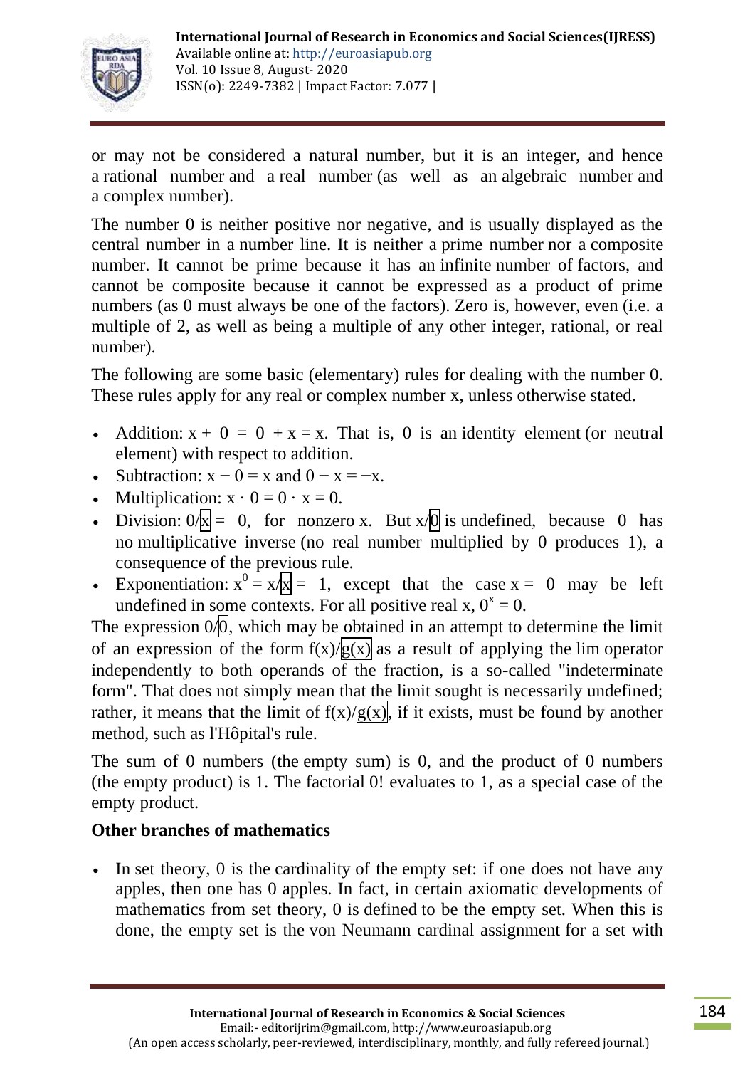or may not be considered a natural number, but it is an integer, and hence a rational number and a real number (as well as an algebraic number and a complex number).

The number 0 is neither positive nor negative, and is usually displayed as the central number in a number line. It is neither a prime number nor a composite number. It cannot be prime because it has an infinite number of factors, and cannot be composite because it cannot be expressed as a product of prime numbers (as 0 must always be one of the factors). Zero is, however, even (i.e. a multiple of 2, as well as being a multiple of any other integer, rational, or real number).

The following are some basic (elementary) rules for dealing with the number 0. These rules apply for any real or complex number x, unless otherwise stated.

- Addition: $x + 0 = 0 + x = x$. That is, 0 is an identity element (or neutral element) with respect to addition.
- Subtraction: $x - 0 = x$ and $0 - x = -x$.
- Multiplication: $x \cdot 0 = 0 \cdot x = 0$.
- Division: $0/x = 0$, for nonzero x. But $x/0$ is undefined, because 0 has no multiplicative inverse (no real number multiplied by 0 produces 1), a consequence of the previous rule.
- Exponentiation: $x^0 = x/x = 1$, except that the case $x = 0$ may be left undefined in some contexts. For all positive real x, $0^x = 0$.

The expression $0/0$, which may be obtained in an attempt to determine the limit of an expression of the form $f(x)/g(x)$ as a result of applying the lim operator independently to both operands of the fraction, is a so-called "indeterminate form". That does not simply mean that the limit sought is necessarily undefined; rather, it means that the limit of $f(x)/g(x)$, if it exists, must be found by another method, such as l'Hôpital's rule.

The sum of 0 numbers (the empty sum) is 0, and the product of 0 numbers (the empty product) is 1. The factorial 0! evaluates to 1, as a special case of the empty product.

**Other branches of mathematics**

- In set theory, 0 is the cardinality of the empty set: if one does not have any apples, then one has 0 apples. In fact, in certain axiomatic developments of mathematics from set theory, 0 is defined to be the empty set. When this is done, the empty set is the von Neumann cardinal assignment for a set with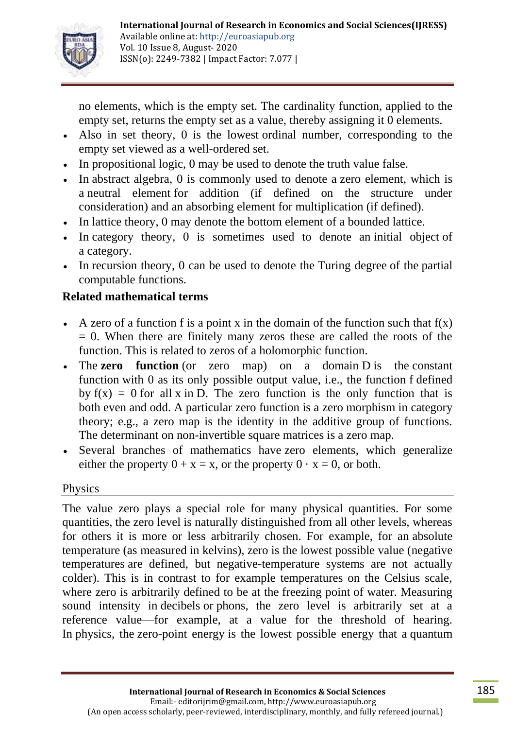no elements, which is the empty set. The cardinality function, applied to the empty set, returns the empty set as a value, thereby assigning it 0 elements.

- Also in set theory, 0 is the lowest ordinal number, corresponding to the empty set viewed as a well-ordered set.
- In propositional logic, 0 may be used to denote the truth value false.
- In abstract algebra, 0 is commonly used to denote a zero element, which is a neutral element for addition (if defined on the structure under consideration) and an absorbing element for multiplication (if defined).
- In lattice theory, 0 may denote the bottom element of a bounded lattice.
- In category theory, 0 is sometimes used to denote an initial object of a category.
- In recursion theory, 0 can be used to denote the Turing degree of the partial computable functions.

**Related mathematical terms**

- A zero of a function f is a point x in the domain of the function such that $f(x) = 0$. When there are finitely many zeros these are called the roots of the function. This is related to zeros of a holomorphic function.
- The **zero function** (or zero map) on a domain D is the constant function with 0 as its only possible output value, i.e., the function f defined by $f(x) = 0$ for all x in D. The zero function is the only function that is both even and odd. A particular zero function is a zero morphism in category theory; e.g., a zero map is the identity in the additive group of functions. The determinant on non-invertible square matrices is a zero map.
- Several branches of mathematics have zero elements, which generalize either the property $0 + x = x$, or the property $0 \cdot x = 0$, or both.

## Physics

The value zero plays a special role for many physical quantities. For some quantities, the zero level is naturally distinguished from all other levels, whereas for others it is more or less arbitrarily chosen. For example, for an absolute temperature (as measured in kelvins), zero is the lowest possible value (negative temperatures are defined, but negative-temperature systems are not actually colder). This is in contrast to for example temperatures on the Celsius scale, where zero is arbitrarily defined to be at the freezing point of water. Measuring sound intensity in decibels or phons, the zero level is arbitrarily set at a reference value—for example, at a value for the threshold of hearing. In physics, the zero-point energy is the lowest possible energy that a quantum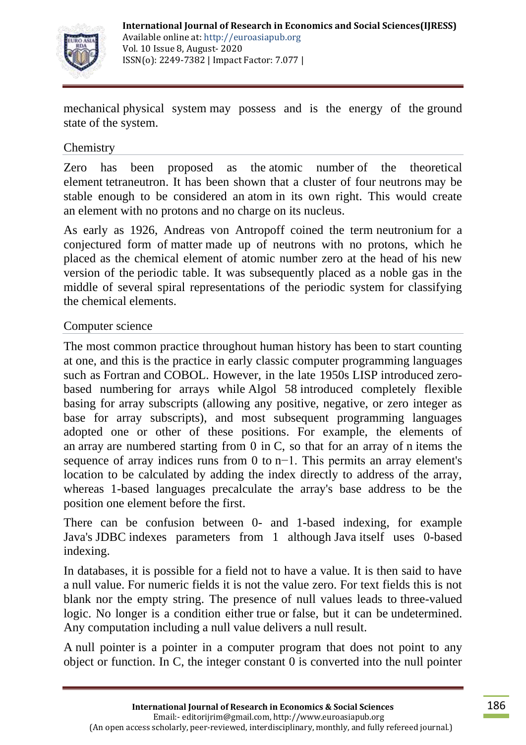mechanical physical system may possess and is the energy of the ground state of the system.

## Chemistry

Zero has been proposed as the atomic number of the theoretical element tetraneutron. It has been shown that a cluster of four neutrons may be stable enough to be considered an atom in its own right. This would create an element with no protons and no charge on its nucleus.

As early as 1926, Andreas von Antropoff coined the term neutronium for a conjectured form of matter made up of neutrons with no protons, which he placed as the chemical element of atomic number zero at the head of his new version of the periodic table. It was subsequently placed as a noble gas in the middle of several spiral representations of the periodic system for classifying the chemical elements.

## Computer science

The most common practice throughout human history has been to start counting at one, and this is the practice in early classic computer programming languages such as Fortran and COBOL. However, in the late 1950s LISP introduced zero-based numbering for arrays while Algol 58 introduced completely flexible basing for array subscripts (allowing any positive, negative, or zero integer as base for array subscripts), and most subsequent programming languages adopted one or other of these positions. For example, the elements of an array are numbered starting from 0 in C, so that for an array of n items the sequence of array indices runs from 0 to n−1. This permits an array element's location to be calculated by adding the index directly to address of the array, whereas 1-based languages precalculate the array's base address to be the position one element before the first.

There can be confusion between 0- and 1-based indexing, for example Java's JDBC indexes parameters from 1 although Java itself uses 0-based indexing.

In databases, it is possible for a field not to have a value. It is then said to have a null value. For numeric fields it is not the value zero. For text fields this is not blank nor the empty string. The presence of null values leads to three-valued logic. No longer is a condition either true or false, but it can be undetermined. Any computation including a null value delivers a null result.

A null pointer is a pointer in a computer program that does not point to any object or function. In C, the integer constant 0 is converted into the null pointer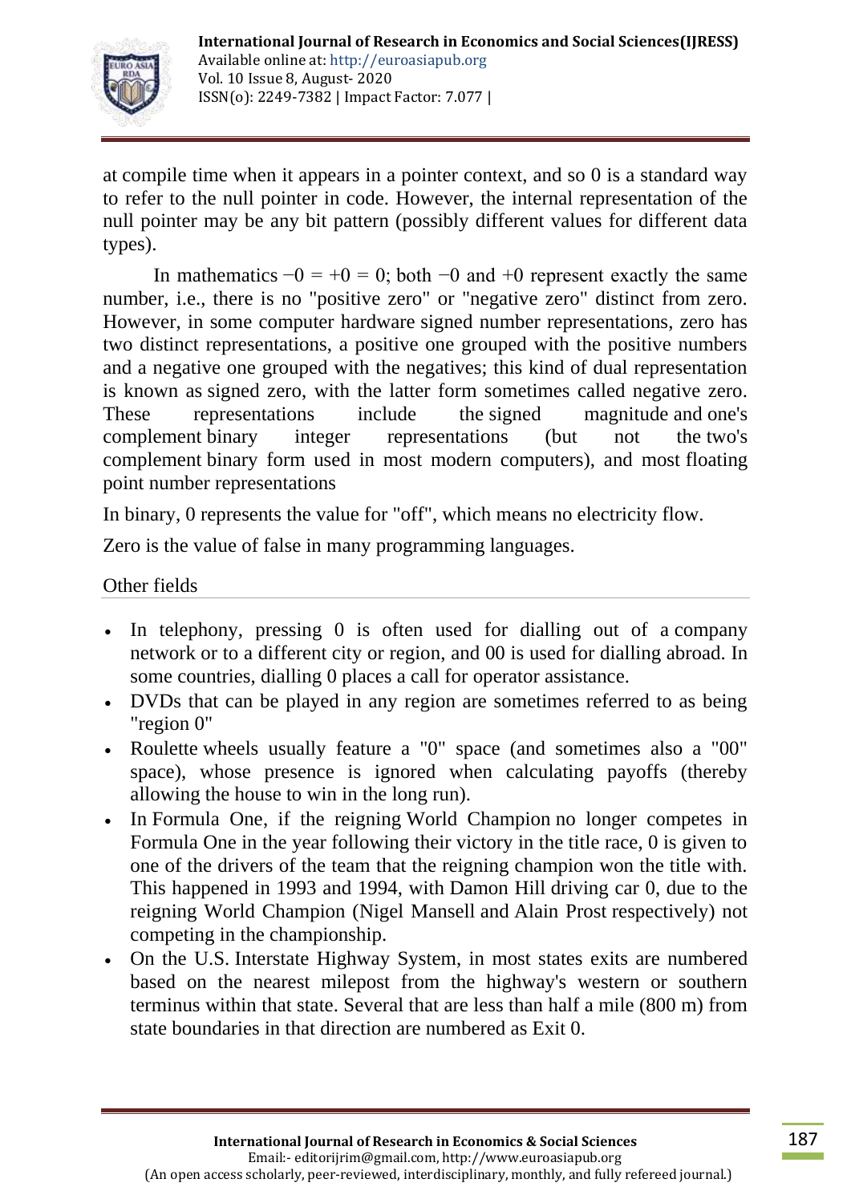at compile time when it appears in a pointer context, and so 0 is a standard way to refer to the null pointer in code. However, the internal representation of the null pointer may be any bit pattern (possibly different values for different data types).

In mathematics $-0 = +0 = 0$; both $-0$ and $+0$ represent exactly the same number, i.e., there is no "positive zero" or "negative zero" distinct from zero. However, in some computer hardware signed number representations, zero has two distinct representations, a positive one grouped with the positive numbers and a negative one grouped with the negatives; this kind of dual representation is known as signed zero, with the latter form sometimes called negative zero. These representations include the signed magnitude and one's complement binary integer representations (but not the two's complement binary form used in most modern computers), and most floating point number representations

In binary, 0 represents the value for "off", which means no electricity flow.

Zero is the value of false in many programming languages.

## Other fields

- In telephony, pressing 0 is often used for dialling out of a company network or to a different city or region, and 00 is used for dialling abroad. In some countries, dialling 0 places a call for operator assistance.
- DVDs that can be played in any region are sometimes referred to as being "region 0"
- Roulette wheels usually feature a "0" space (and sometimes also a "00" space), whose presence is ignored when calculating payoffs (thereby allowing the house to win in the long run).
- In Formula One, if the reigning World Champion no longer competes in Formula One in the year following their victory in the title race, 0 is given to one of the drivers of the team that the reigning champion won the title with. This happened in 1993 and 1994, with Damon Hill driving car 0, due to the reigning World Champion (Nigel Mansell and Alain Prost respectively) not competing in the championship.
- On the U.S. Interstate Highway System, in most states exits are numbered based on the nearest milepost from the highway's western or southern terminus within that state. Several that are less than half a mile (800 m) from state boundaries in that direction are numbered as Exit 0.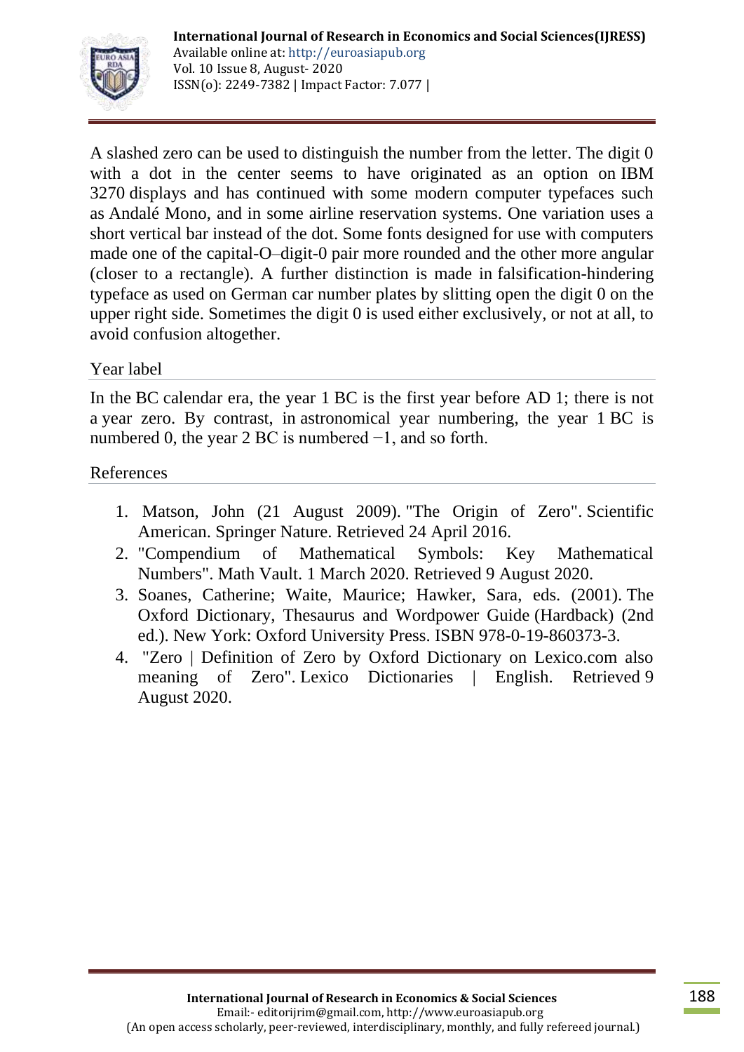A slashed zero can be used to distinguish the number from the letter. The digit 0 with a dot in the center seems to have originated as an option on IBM 3270 displays and has continued with some modern computer typefaces such as Andalé Mono, and in some airline reservation systems. One variation uses a short vertical bar instead of the dot. Some fonts designed for use with computers made one of the capital-O–digit-0 pair more rounded and the other more angular (closer to a rectangle). A further distinction is made in falsification-hindering typeface as used on German car number plates by slitting open the digit 0 on the upper right side. Sometimes the digit 0 is used either exclusively, or not at all, to avoid confusion altogether.

## Year label

In the BC calendar era, the year 1 BC is the first year before AD 1; there is not a year zero. By contrast, in astronomical year numbering, the year 1 BC is numbered 0, the year 2 BC is numbered −1, and so forth.

## References

1. Matson, John (21 August 2009). "The Origin of Zero". Scientific American. Springer Nature. Retrieved 24 April 2016.
2. "Compendium of Mathematical Symbols: Key Mathematical Numbers". Math Vault. 1 March 2020. Retrieved 9 August 2020.
3. Soanes, Catherine; Waite, Maurice; Hawker, Sara, eds. (2001). The Oxford Dictionary, Thesaurus and Wordpower Guide (Hardback) (2nd ed.). New York: Oxford University Press. ISBN 978-0-19-860373-3.
4. "Zero | Definition of Zero by Oxford Dictionary on Lexico.com also meaning of Zero". Lexico Dictionaries | English. Retrieved 9 August 2020.